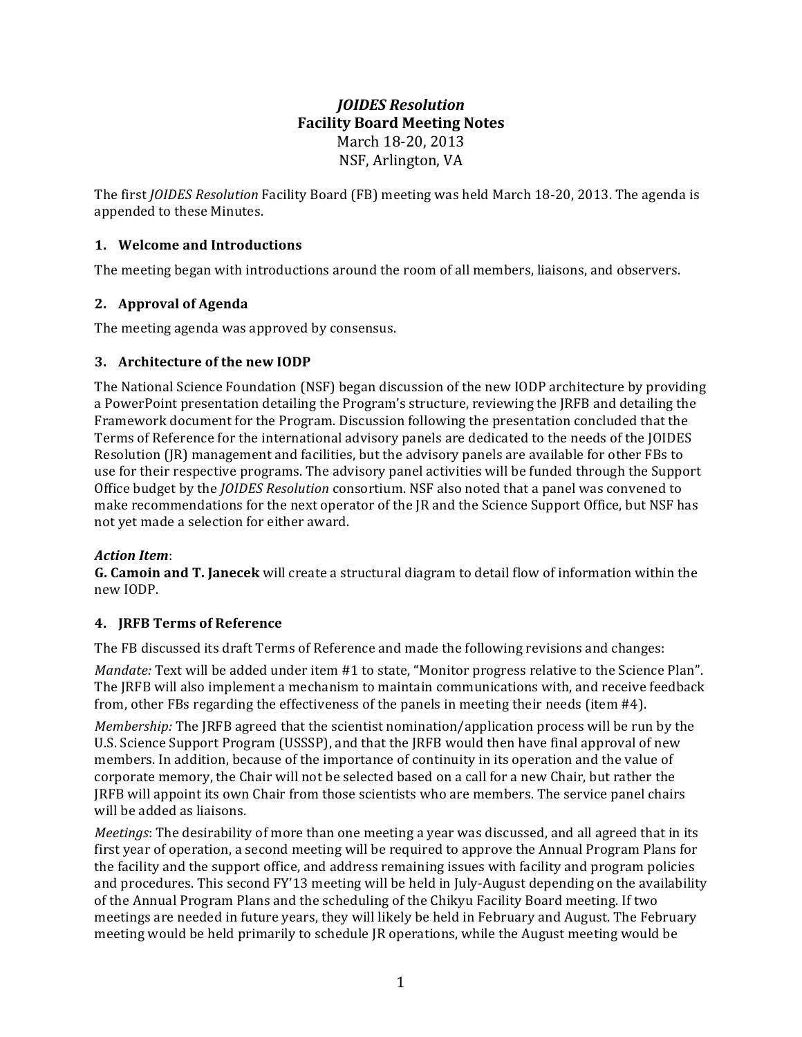# *JOIDES Resolution* Facility Board Meeting Notes

March 18-20, 2013
NSF, Arlington, VA

The first *JOIDES Resolution* Facility Board (FB) meeting was held March 18-20, 2013. The agenda is appended to these Minutes.

## 1. Welcome and Introductions

The meeting began with introductions around the room of all members, liaisons, and observers.

## 2. Approval of Agenda

The meeting agenda was approved by consensus.

## 3. Architecture of the new IODP

The National Science Foundation (NSF) began discussion of the new IODP architecture by providing a PowerPoint presentation detailing the Program's structure, reviewing the JRFB and detailing the Framework document for the Program. Discussion following the presentation concluded that the Terms of Reference for the international advisory panels are dedicated to the needs of the JOIDES Resolution (JR) management and facilities, but the advisory panels are available for other FBs to use for their respective programs. The advisory panel activities will be funded through the Support Office budget by the *JOIDES Resolution* consortium. NSF also noted that a panel was convened to make recommendations for the next operator of the JR and the Science Support Office, but NSF has not yet made a selection for either award.

***Action Item***:
**G. Camoin and T. Janecek** will create a structural diagram to detail flow of information within the new IODP.

## 4. JRFB Terms of Reference

The FB discussed its draft Terms of Reference and made the following revisions and changes:

*Mandate:* Text will be added under item #1 to state, "Monitor progress relative to the Science Plan". The JRFB will also implement a mechanism to maintain communications with, and receive feedback from, other FBs regarding the effectiveness of the panels in meeting their needs (item #4).

*Membership:* The JRFB agreed that the scientist nomination/application process will be run by the U.S. Science Support Program (USSSP), and that the JRFB would then have final approval of new members. In addition, because of the importance of continuity in its operation and the value of corporate memory, the Chair will not be selected based on a call for a new Chair, but rather the JRFB will appoint its own Chair from those scientists who are members. The service panel chairs will be added as liaisons.

*Meetings*: The desirability of more than one meeting a year was discussed, and all agreed that in its first year of operation, a second meeting will be required to approve the Annual Program Plans for the facility and the support office, and address remaining issues with facility and program policies and procedures. This second FY'13 meeting will be held in July-August depending on the availability of the Annual Program Plans and the scheduling of the Chikyu Facility Board meeting. If two meetings are needed in future years, they will likely be held in February and August. The February meeting would be held primarily to schedule JR operations, while the August meeting would be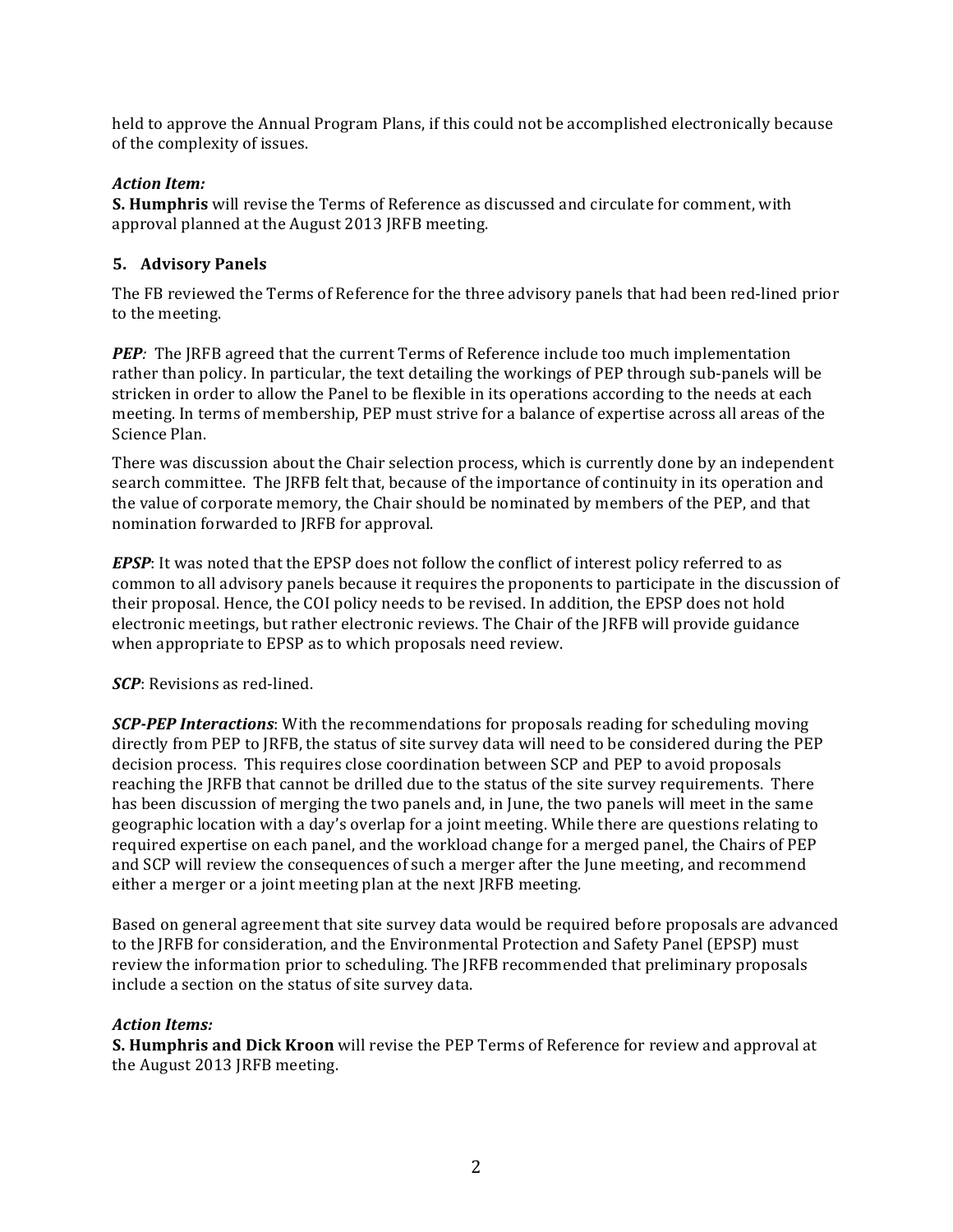held to approve the Annual Program Plans, if this could not be accomplished electronically because of the complexity of issues.

***Action Item:***
**S. Humphris** will revise the Terms of Reference as discussed and circulate for comment, with approval planned at the August 2013 JRFB meeting.

## 5. Advisory Panels

The FB reviewed the Terms of Reference for the three advisory panels that had been red-lined prior to the meeting.

***PEP**:* The JRFB agreed that the current Terms of Reference include too much implementation rather than policy. In particular, the text detailing the workings of PEP through sub-panels will be stricken in order to allow the Panel to be flexible in its operations according to the needs at each meeting. In terms of membership, PEP must strive for a balance of expertise across all areas of the Science Plan.

There was discussion about the Chair selection process, which is currently done by an independent search committee. The JRFB felt that, because of the importance of continuity in its operation and the value of corporate memory, the Chair should be nominated by members of the PEP, and that nomination forwarded to JRFB for approval.

***EPSP***: It was noted that the EPSP does not follow the conflict of interest policy referred to as common to all advisory panels because it requires the proponents to participate in the discussion of their proposal. Hence, the COI policy needs to be revised. In addition, the EPSP does not hold electronic meetings, but rather electronic reviews. The Chair of the JRFB will provide guidance when appropriate to EPSP as to which proposals need review.

***SCP***: Revisions as red-lined.

***SCP-PEP Interactions***: With the recommendations for proposals reading for scheduling moving directly from PEP to JRFB, the status of site survey data will need to be considered during the PEP decision process. This requires close coordination between SCP and PEP to avoid proposals reaching the JRFB that cannot be drilled due to the status of the site survey requirements. There has been discussion of merging the two panels and, in June, the two panels will meet in the same geographic location with a day's overlap for a joint meeting. While there are questions relating to required expertise on each panel, and the workload change for a merged panel, the Chairs of PEP and SCP will review the consequences of such a merger after the June meeting, and recommend either a merger or a joint meeting plan at the next JRFB meeting.

Based on general agreement that site survey data would be required before proposals are advanced to the JRFB for consideration, and the Environmental Protection and Safety Panel (EPSP) must review the information prior to scheduling. The JRFB recommended that preliminary proposals include a section on the status of site survey data.

***Action Items:***
**S. Humphris and Dick Kroon** will revise the PEP Terms of Reference for review and approval at the August 2013 JRFB meeting.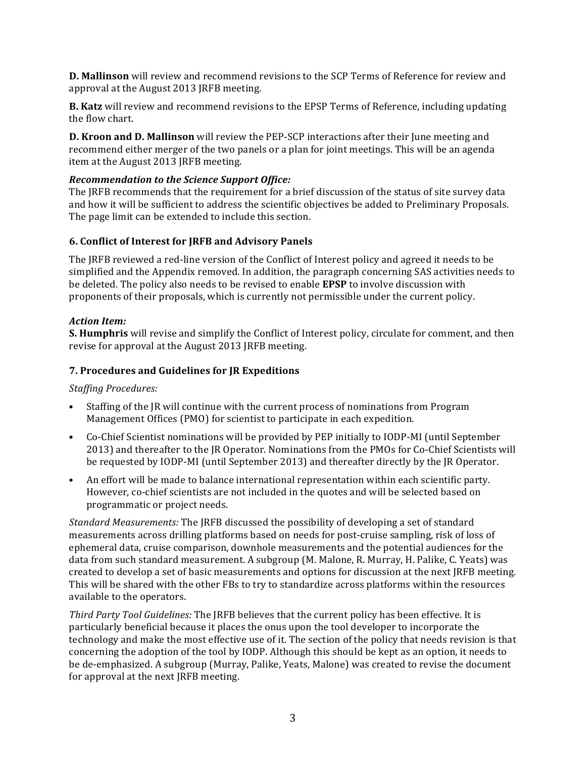**D. Mallinson** will review and recommend revisions to the SCP Terms of Reference for review and approval at the August 2013 JRFB meeting.

**B. Katz** will review and recommend revisions to the EPSP Terms of Reference, including updating the flow chart.

**D. Kroon and D. Mallinson** will review the PEP-SCP interactions after their June meeting and recommend either merger of the two panels or a plan for joint meetings. This will be an agenda item at the August 2013 JRFB meeting.

***Recommendation to the Science Support Office:***
The JRFB recommends that the requirement for a brief discussion of the status of site survey data and how it will be sufficient to address the scientific objectives be added to Preliminary Proposals. The page limit can be extended to include this section.

### 6. Conflict of Interest for JRFB and Advisory Panels

The JRFB reviewed a red-line version of the Conflict of Interest policy and agreed it needs to be simplified and the Appendix removed. In addition, the paragraph concerning SAS activities needs to be deleted. The policy also needs to be revised to enable **EPSP** to involve discussion with proponents of their proposals, which is currently not permissible under the current policy.

***Action Item:***
**S. Humphris** will revise and simplify the Conflict of Interest policy, circulate for comment, and then revise for approval at the August 2013 JRFB meeting.

### 7. Procedures and Guidelines for JR Expeditions

*Staffing Procedures:*

- Staffing of the JR will continue with the current process of nominations from Program Management Offices (PMO) for scientist to participate in each expedition.
- Co-Chief Scientist nominations will be provided by PEP initially to IODP-MI (until September 2013) and thereafter to the JR Operator. Nominations from the PMOs for Co-Chief Scientists will be requested by IODP-MI (until September 2013) and thereafter directly by the JR Operator.
- An effort will be made to balance international representation within each scientific party. However, co-chief scientists are not included in the quotes and will be selected based on programmatic or project needs.

*Standard Measurements:* The JRFB discussed the possibility of developing a set of standard measurements across drilling platforms based on needs for post-cruise sampling, risk of loss of ephemeral data, cruise comparison, downhole measurements and the potential audiences for the data from such standard measurement. A subgroup (M. Malone, R. Murray, H. Palike, C. Yeats) was created to develop a set of basic measurements and options for discussion at the next JRFB meeting. This will be shared with the other FBs to try to standardize across platforms within the resources available to the operators.

*Third Party Tool Guidelines:* The JRFB believes that the current policy has been effective. It is particularly beneficial because it places the onus upon the tool developer to incorporate the technology and make the most effective use of it. The section of the policy that needs revision is that concerning the adoption of the tool by IODP. Although this should be kept as an option, it needs to be de-emphasized. A subgroup (Murray, Palike, Yeats, Malone) was created to revise the document for approval at the next JRFB meeting.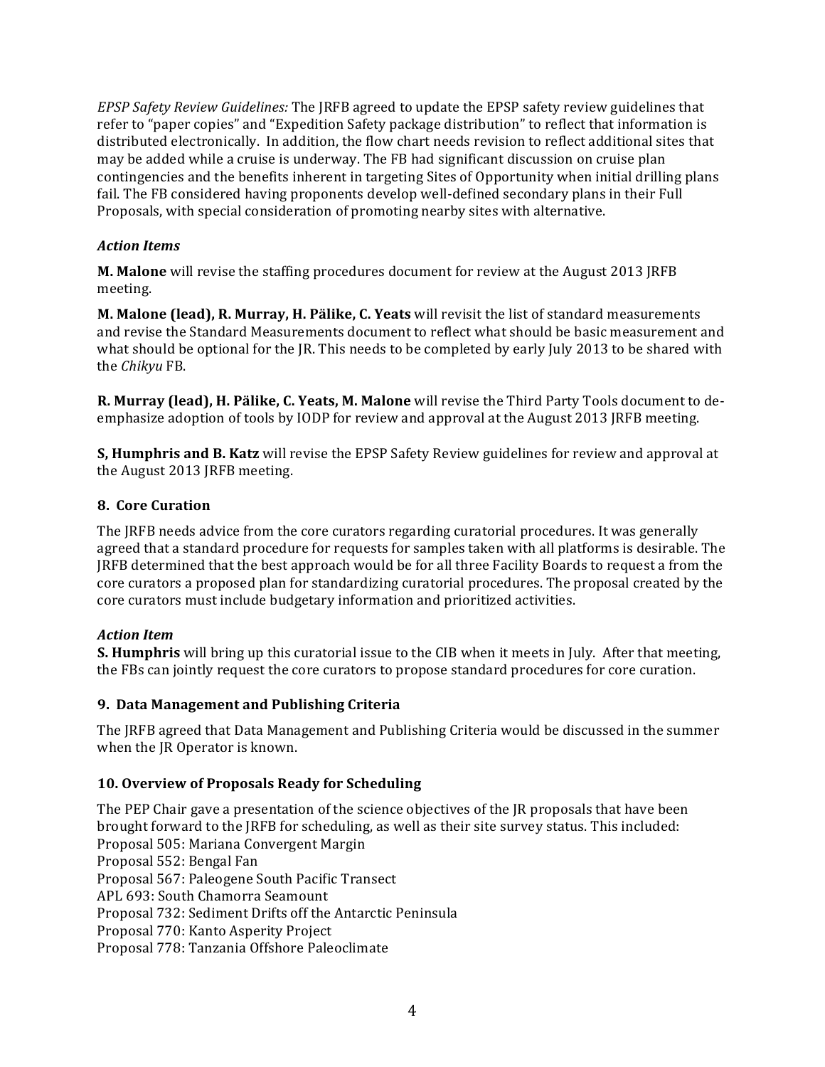*EPSP Safety Review Guidelines:* The JRFB agreed to update the EPSP safety review guidelines that refer to "paper copies" and "Expedition Safety package distribution" to reflect that information is distributed electronically. In addition, the flow chart needs revision to reflect additional sites that may be added while a cruise is underway. The FB had significant discussion on cruise plan contingencies and the benefits inherent in targeting Sites of Opportunity when initial drilling plans fail. The FB considered having proponents develop well-defined secondary plans in their Full Proposals, with special consideration of promoting nearby sites with alternative.

### *Action Items*

**M. Malone** will revise the staffing procedures document for review at the August 2013 JRFB meeting.

**M. Malone (lead), R. Murray, H. Pälike, C. Yeats** will revisit the list of standard measurements and revise the Standard Measurements document to reflect what should be basic measurement and what should be optional for the JR. This needs to be completed by early July 2013 to be shared with the *Chikyu* FB.

**R. Murray (lead), H. Pälike, C. Yeats, M. Malone** will revise the Third Party Tools document to de-emphasize adoption of tools by IODP for review and approval at the August 2013 JRFB meeting.

**S, Humphris and B. Katz** will revise the EPSP Safety Review guidelines for review and approval at the August 2013 JRFB meeting.

## 8. Core Curation

The JRFB needs advice from the core curators regarding curatorial procedures. It was generally agreed that a standard procedure for requests for samples taken with all platforms is desirable. The JRFB determined that the best approach would be for all three Facility Boards to request a from the core curators a proposed plan for standardizing curatorial procedures. The proposal created by the core curators must include budgetary information and prioritized activities.

### *Action Item*

**S. Humphris** will bring up this curatorial issue to the CIB when it meets in July. After that meeting, the FBs can jointly request the core curators to propose standard procedures for core curation.

## 9. Data Management and Publishing Criteria

The JRFB agreed that Data Management and Publishing Criteria would be discussed in the summer when the JR Operator is known.

## 10. Overview of Proposals Ready for Scheduling

The PEP Chair gave a presentation of the science objectives of the JR proposals that have been brought forward to the JRFB for scheduling, as well as their site survey status. This included:
Proposal 505: Mariana Convergent Margin
Proposal 552: Bengal Fan
Proposal 567: Paleogene South Pacific Transect
APL 693: South Chamorra Seamount
Proposal 732: Sediment Drifts off the Antarctic Peninsula
Proposal 770: Kanto Asperity Project
Proposal 778: Tanzania Offshore Paleoclimate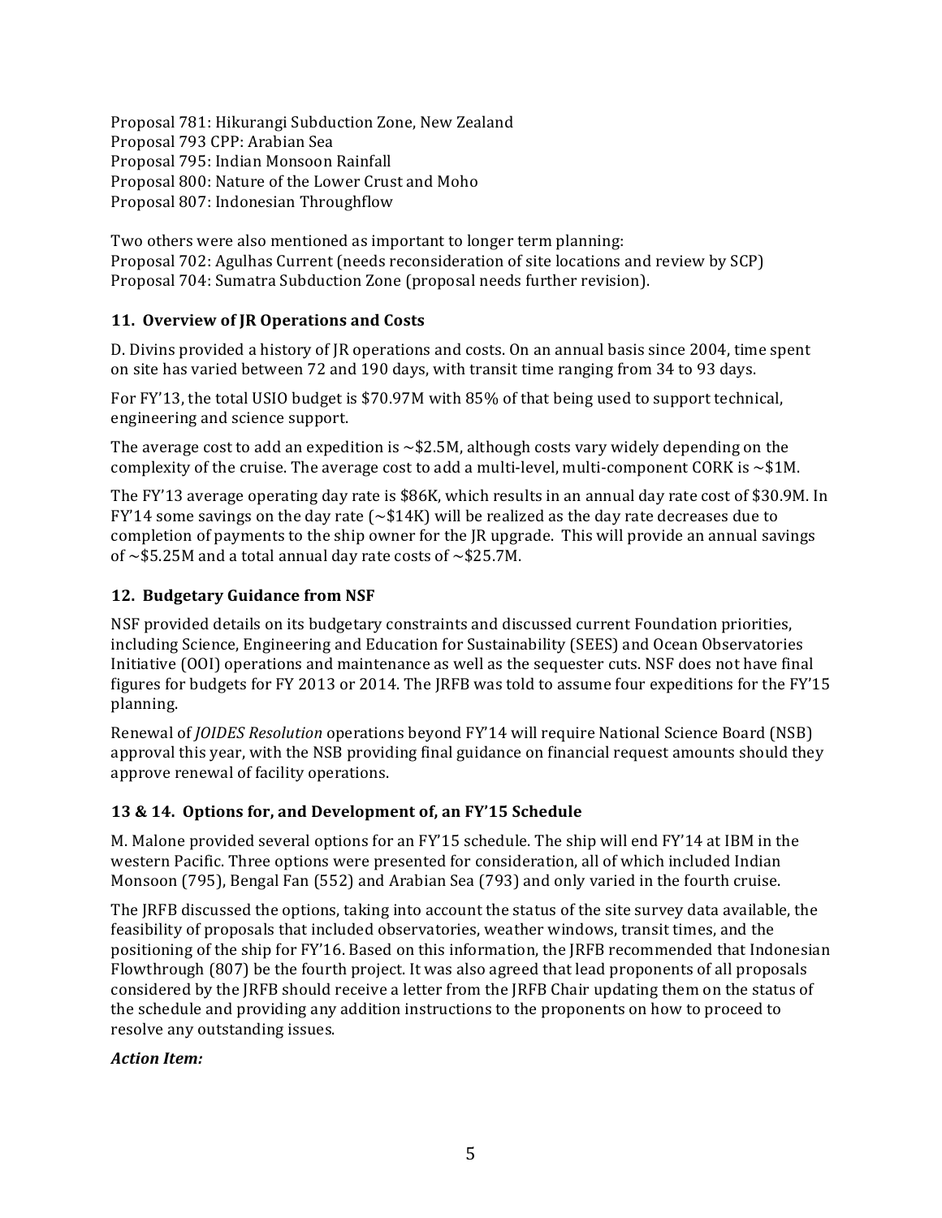Proposal 781: Hikurangi Subduction Zone, New Zealand
Proposal 793 CPP: Arabian Sea
Proposal 795: Indian Monsoon Rainfall
Proposal 800: Nature of the Lower Crust and Moho
Proposal 807: Indonesian Throughflow

Two others were also mentioned as important to longer term planning:
Proposal 702: Agulhas Current (needs reconsideration of site locations and review by SCP)
Proposal 704: Sumatra Subduction Zone (proposal needs further revision).

## 11. Overview of JR Operations and Costs

D. Divins provided a history of JR operations and costs. On an annual basis since 2004, time spent on site has varied between 72 and 190 days, with transit time ranging from 34 to 93 days.

For FY'13, the total USIO budget is \$70.97M with 85% of that being used to support technical, engineering and science support.

The average cost to add an expedition is ~\$2.5M, although costs vary widely depending on the complexity of the cruise. The average cost to add a multi-level, multi-component CORK is ~\$1M.

The FY'13 average operating day rate is \$86K, which results in an annual day rate cost of \$30.9M. In FY'14 some savings on the day rate (~\$14K) will be realized as the day rate decreases due to completion of payments to the ship owner for the JR upgrade. This will provide an annual savings of ~\$5.25M and a total annual day rate costs of ~\$25.7M.

## 12. Budgetary Guidance from NSF

NSF provided details on its budgetary constraints and discussed current Foundation priorities, including Science, Engineering and Education for Sustainability (SEES) and Ocean Observatories Initiative (OOI) operations and maintenance as well as the sequester cuts. NSF does not have final figures for budgets for FY 2013 or 2014. The JRFB was told to assume four expeditions for the FY'15 planning.

Renewal of *JOIDES Resolution* operations beyond FY'14 will require National Science Board (NSB) approval this year, with the NSB providing final guidance on financial request amounts should they approve renewal of facility operations.

## 13 & 14. Options for, and Development of, an FY'15 Schedule

M. Malone provided several options for an FY'15 schedule. The ship will end FY'14 at IBM in the western Pacific. Three options were presented for consideration, all of which included Indian Monsoon (795), Bengal Fan (552) and Arabian Sea (793) and only varied in the fourth cruise.

The JRFB discussed the options, taking into account the status of the site survey data available, the feasibility of proposals that included observatories, weather windows, transit times, and the positioning of the ship for FY'16. Based on this information, the JRFB recommended that Indonesian Flowthrough (807) be the fourth project. It was also agreed that lead proponents of all proposals considered by the JRFB should receive a letter from the JRFB Chair updating them on the status of the schedule and providing any addition instructions to the proponents on how to proceed to resolve any outstanding issues.

***Action Item:***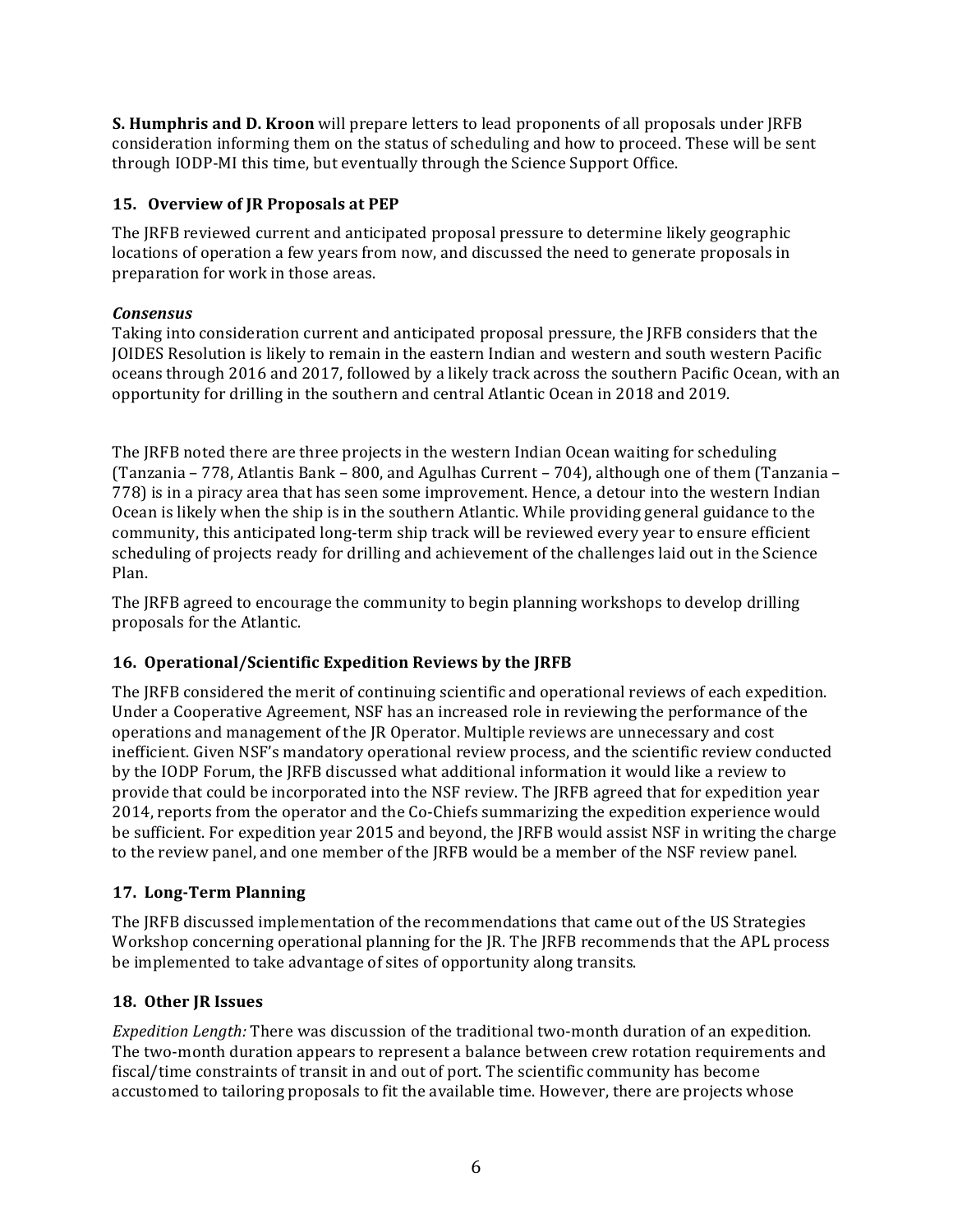**S. Humphris and D. Kroon** will prepare letters to lead proponents of all proposals under JRFB consideration informing them on the status of scheduling and how to proceed. These will be sent through IODP-MI this time, but eventually through the Science Support Office.

## 15. Overview of JR Proposals at PEP

The JRFB reviewed current and anticipated proposal pressure to determine likely geographic locations of operation a few years from now, and discussed the need to generate proposals in preparation for work in those areas.

***Consensus***

Taking into consideration current and anticipated proposal pressure, the JRFB considers that the JOIDES Resolution is likely to remain in the eastern Indian and western and south western Pacific oceans through 2016 and 2017, followed by a likely track across the southern Pacific Ocean, with an opportunity for drilling in the southern and central Atlantic Ocean in 2018 and 2019.

The JRFB noted there are three projects in the western Indian Ocean waiting for scheduling (Tanzania – 778, Atlantis Bank – 800, and Agulhas Current – 704), although one of them (Tanzania – 778) is in a piracy area that has seen some improvement. Hence, a detour into the western Indian Ocean is likely when the ship is in the southern Atlantic. While providing general guidance to the community, this anticipated long-term ship track will be reviewed every year to ensure efficient scheduling of projects ready for drilling and achievement of the challenges laid out in the Science Plan.

The JRFB agreed to encourage the community to begin planning workshops to develop drilling proposals for the Atlantic.

## 16. Operational/Scientific Expedition Reviews by the JRFB

The JRFB considered the merit of continuing scientific and operational reviews of each expedition. Under a Cooperative Agreement, NSF has an increased role in reviewing the performance of the operations and management of the JR Operator. Multiple reviews are unnecessary and cost inefficient. Given NSF's mandatory operational review process, and the scientific review conducted by the IODP Forum, the JRFB discussed what additional information it would like a review to provide that could be incorporated into the NSF review. The JRFB agreed that for expedition year 2014, reports from the operator and the Co-Chiefs summarizing the expedition experience would be sufficient. For expedition year 2015 and beyond, the JRFB would assist NSF in writing the charge to the review panel, and one member of the JRFB would be a member of the NSF review panel.

## 17. Long-Term Planning

The JRFB discussed implementation of the recommendations that came out of the US Strategies Workshop concerning operational planning for the JR. The JRFB recommends that the APL process be implemented to take advantage of sites of opportunity along transits.

## 18. Other JR Issues

*Expedition Length:* There was discussion of the traditional two-month duration of an expedition. The two-month duration appears to represent a balance between crew rotation requirements and fiscal/time constraints of transit in and out of port. The scientific community has become accustomed to tailoring proposals to fit the available time. However, there are projects whose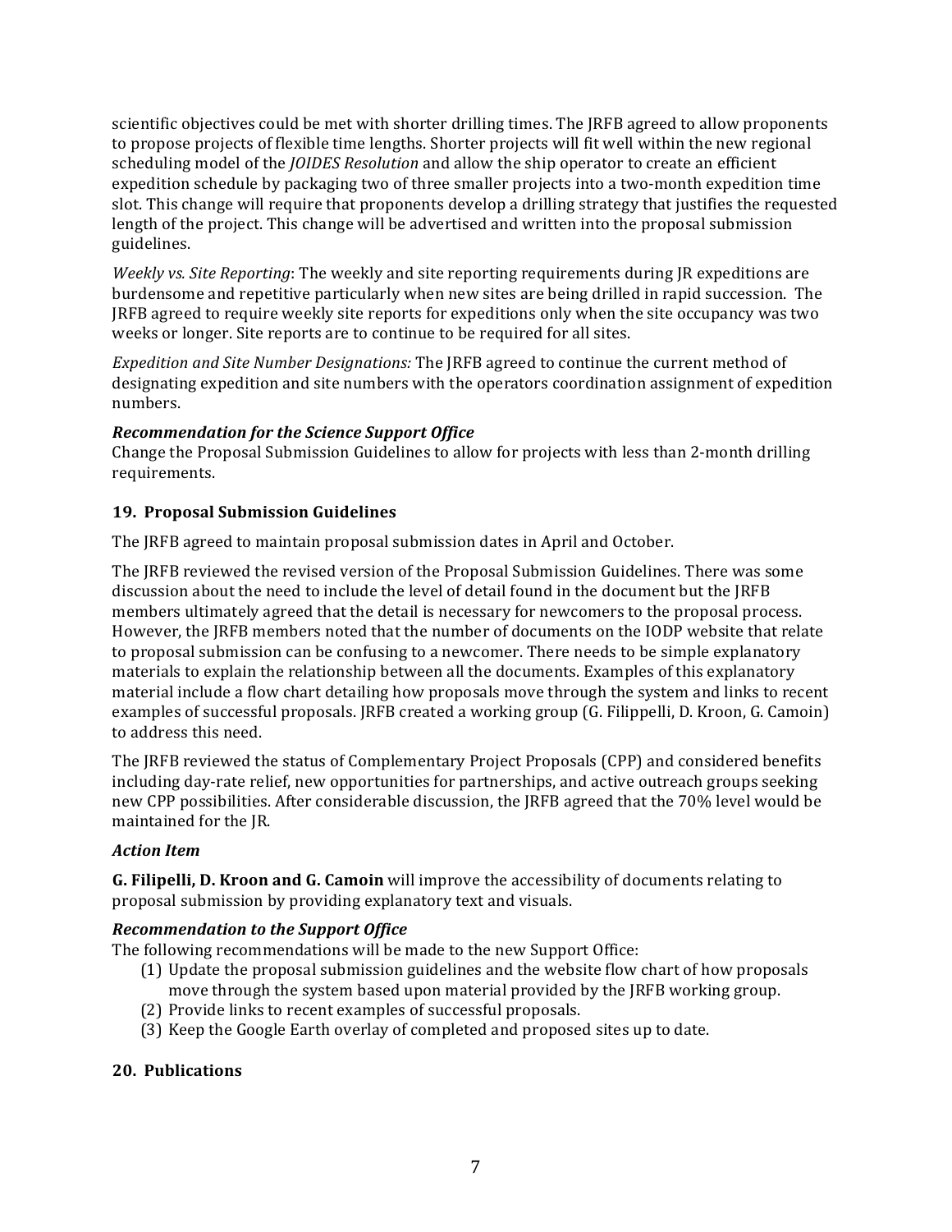scientific objectives could be met with shorter drilling times. The JRFB agreed to allow proponents to propose projects of flexible time lengths. Shorter projects will fit well within the new regional scheduling model of the *JOIDES Resolution* and allow the ship operator to create an efficient expedition schedule by packaging two of three smaller projects into a two-month expedition time slot. This change will require that proponents develop a drilling strategy that justifies the requested length of the project. This change will be advertised and written into the proposal submission guidelines.

*Weekly vs. Site Reporting*: The weekly and site reporting requirements during JR expeditions are burdensome and repetitive particularly when new sites are being drilled in rapid succession. The JRFB agreed to require weekly site reports for expeditions only when the site occupancy was two weeks or longer. Site reports are to continue to be required for all sites.

*Expedition and Site Number Designations:* The JRFB agreed to continue the current method of designating expedition and site numbers with the operators coordination assignment of expedition numbers.

***Recommendation for the Science Support Office***

Change the Proposal Submission Guidelines to allow for projects with less than 2-month drilling requirements.

### 19. Proposal Submission Guidelines

The JRFB agreed to maintain proposal submission dates in April and October.

The JRFB reviewed the revised version of the Proposal Submission Guidelines. There was some discussion about the need to include the level of detail found in the document but the JRFB members ultimately agreed that the detail is necessary for newcomers to the proposal process. However, the JRFB members noted that the number of documents on the IODP website that relate to proposal submission can be confusing to a newcomer. There needs to be simple explanatory materials to explain the relationship between all the documents. Examples of this explanatory material include a flow chart detailing how proposals move through the system and links to recent examples of successful proposals. JRFB created a working group (G. Filippelli, D. Kroon, G. Camoin) to address this need.

The JRFB reviewed the status of Complementary Project Proposals (CPP) and considered benefits including day-rate relief, new opportunities for partnerships, and active outreach groups seeking new CPP possibilities. After considerable discussion, the JRFB agreed that the 70% level would be maintained for the JR.

***Action Item***

**G. Filipelli, D. Kroon and G. Camoin** will improve the accessibility of documents relating to proposal submission by providing explanatory text and visuals.

***Recommendation to the Support Office***

The following recommendations will be made to the new Support Office:

(1) Update the proposal submission guidelines and the website flow chart of how proposals move through the system based upon material provided by the JRFB working group.
(2) Provide links to recent examples of successful proposals.
(3) Keep the Google Earth overlay of completed and proposed sites up to date.

### 20. Publications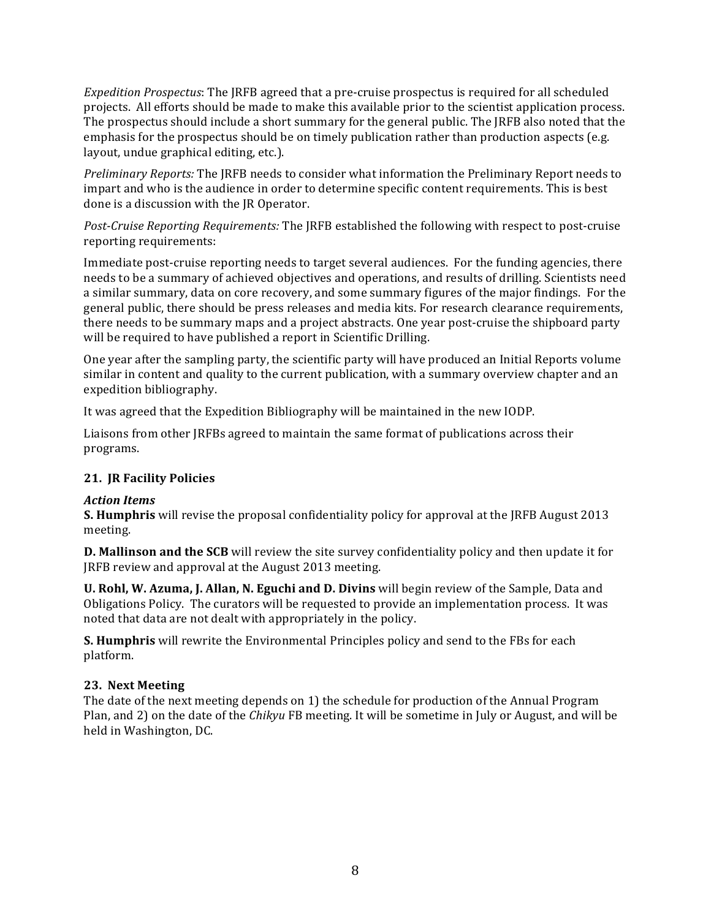*Expedition Prospectus*: The JRFB agreed that a pre-cruise prospectus is required for all scheduled projects. All efforts should be made to make this available prior to the scientist application process. The prospectus should include a short summary for the general public. The JRFB also noted that the emphasis for the prospectus should be on timely publication rather than production aspects (e.g. layout, undue graphical editing, etc.).

*Preliminary Reports:* The JRFB needs to consider what information the Preliminary Report needs to impart and who is the audience in order to determine specific content requirements. This is best done is a discussion with the JR Operator.

*Post-Cruise Reporting Requirements:* The JRFB established the following with respect to post-cruise reporting requirements:

Immediate post-cruise reporting needs to target several audiences. For the funding agencies, there needs to be a summary of achieved objectives and operations, and results of drilling. Scientists need a similar summary, data on core recovery, and some summary figures of the major findings. For the general public, there should be press releases and media kits. For research clearance requirements, there needs to be summary maps and a project abstracts. One year post-cruise the shipboard party will be required to have published a report in Scientific Drilling.

One year after the sampling party, the scientific party will have produced an Initial Reports volume similar in content and quality to the current publication, with a summary overview chapter and an expedition bibliography.

It was agreed that the Expedition Bibliography will be maintained in the new IODP.

Liaisons from other JRFBs agreed to maintain the same format of publications across their programs.

### 21. JR Facility Policies

***Action Items***

**S. Humphris** will revise the proposal confidentiality policy for approval at the JRFB August 2013 meeting.

**D. Mallinson and the SCB** will review the site survey confidentiality policy and then update it for JRFB review and approval at the August 2013 meeting.

**U. Rohl, W. Azuma, J. Allan, N. Eguchi and D. Divins** will begin review of the Sample, Data and Obligations Policy. The curators will be requested to provide an implementation process. It was noted that data are not dealt with appropriately in the policy.

**S. Humphris** will rewrite the Environmental Principles policy and send to the FBs for each platform.

### 23. Next Meeting

The date of the next meeting depends on 1) the schedule for production of the Annual Program Plan, and 2) on the date of the *Chikyu* FB meeting. It will be sometime in July or August, and will be held in Washington, DC.